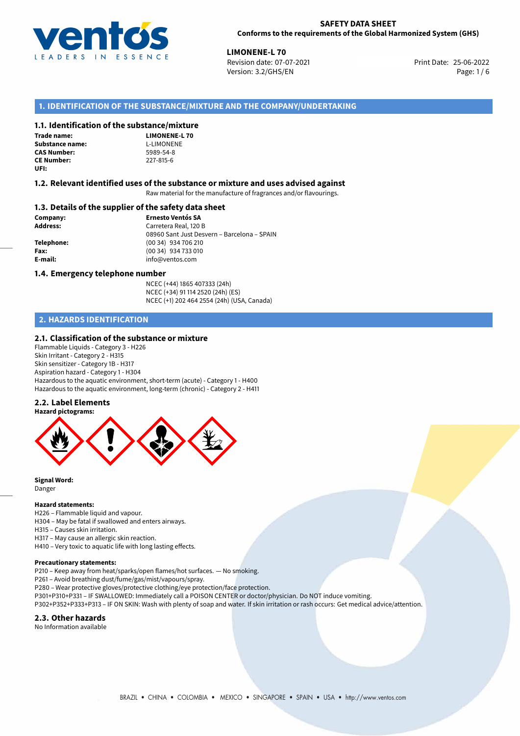**SAFETY DATA SHEET**
**Conforms to the requirements of the Global Harmonized System (GHS)**

**LIMONENE-L 70**
Revision date: 07-07-2021
Version: 3.2/GHS/EN
Print Date: 25-06-2022

## 1. IDENTIFICATION OF THE SUBSTANCE/MIXTURE AND THE COMPANY/UNDERTAKING

### 1.1. Identification of the substance/mixture

**Trade name:** **LIMONENE-L 70**
**Substance name:** L-LIMONENE
**CAS Number:** 5989-54-8
**CE Number:** 227-815-6
**UFI:**

### 1.2. Relevant identified uses of the substance or mixture and uses advised against

Raw material for the manufacture of fragrances and/or flavourings.

### 1.3. Details of the supplier of the safety data sheet

**Company:** **Ernesto Ventós SA**
**Address:** Carretera Real, 120 B
08960 Sant Just Desvern – Barcelona – SPAIN
**Telephone:** (00 34) 934 706 210
**Fax:** (00 34) 934 733 010
**E-mail:** info@ventos.com

### 1.4. Emergency telephone number

NCEC (+44) 1865 407333 (24h)
NCEC (+34) 91 114 2520 (24h) (ES)
NCEC (+1) 202 464 2554 (24h) (USA, Canada)

## 2. HAZARDS IDENTIFICATION

### 2.1. Classification of the substance or mixture

Flammable Liquids - Category 3 - H226
Skin Irritant - Category 2 - H315
Skin sensitizer - Category 1B - H317
Aspiration hazard - Category 1 - H304
Hazardous to the aquatic environment, short-term (acute) - Category 1 - H400
Hazardous to the aquatic environment, long-term (chronic) - Category 2 - H411

### 2.2. Label Elements

**Hazard pictograms:**

**Signal Word:**
Danger

**Hazard statements:**
H226 – Flammable liquid and vapour.
H304 – May be fatal if swallowed and enters airways.
H315 – Causes skin irritation.
H317 – May cause an allergic skin reaction.
H410 – Very toxic to aquatic life with long lasting effects.

**Precautionary statements:**
P210 – Keep away from heat/sparks/open flames/hot surfaces. — No smoking.
P261 – Avoid breathing dust/fume/gas/mist/vapours/spray.
P280 – Wear protective gloves/protective clothing/eye protection/face protection.
P301+P310+P331 – IF SWALLOWED: Immediately call a POISON CENTER or doctor/physician. Do NOT induce vomiting.
P302+P352+P333+P313 – IF ON SKIN: Wash with plenty of soap and water. If skin irritation or rash occurs: Get medical advice/attention.

### 2.3. Other hazards

No Information available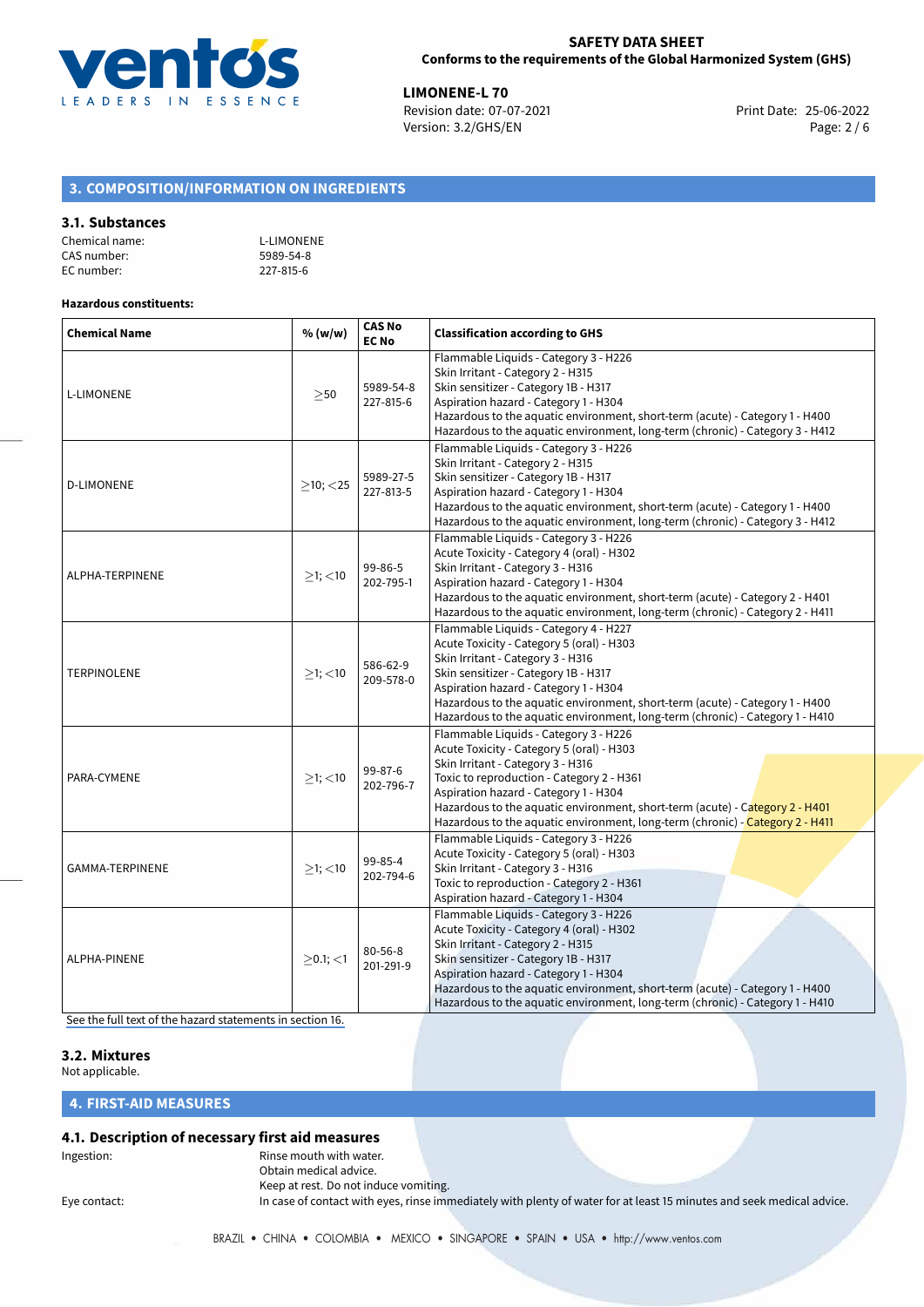## 3. COMPOSITION/INFORMATION ON INGREDIENTS

### 3.1. Substances

Chemical name: L-LIMONENE
CAS number: 5989-54-8
EC number: 227-815-6

**Hazardous constituents:**

| Chemical Name | % (w/w) | CAS No EC No | Classification according to GHS |
|---|---|---|---|
| L-LIMONENE | ≥50 | 5989-54-8 227-815-6 | Flammable Liquids - Category 3 - H226<br>Skin Irritant - Category 2 - H315<br>Skin sensitizer - Category 1B - H317<br>Aspiration hazard - Category 1 - H304<br>Hazardous to the aquatic environment, short-term (acute) - Category 1 - H400<br>Hazardous to the aquatic environment, long-term (chronic) - Category 3 - H412 |
| D-LIMONENE | ≥10; <25 | 5989-27-5 227-813-5 | Flammable Liquids - Category 3 - H226<br>Skin Irritant - Category 2 - H315<br>Skin sensitizer - Category 1B - H317<br>Aspiration hazard - Category 1 - H304<br>Hazardous to the aquatic environment, short-term (acute) - Category 1 - H400<br>Hazardous to the aquatic environment, long-term (chronic) - Category 3 - H412 |
| ALPHA-TERPINENE | ≥1; <10 | 99-86-5 202-795-1 | Flammable Liquids - Category 3 - H226<br>Acute Toxicity - Category 4 (oral) - H302<br>Skin Irritant - Category 3 - H316<br>Aspiration hazard - Category 1 - H304<br>Hazardous to the aquatic environment, short-term (acute) - Category 2 - H401<br>Hazardous to the aquatic environment, long-term (chronic) - Category 2 - H411 |
| TERPINOLENE | ≥1; <10 | 586-62-9 209-578-0 | Flammable Liquids - Category 4 - H227<br>Acute Toxicity - Category 5 (oral) - H303<br>Skin Irritant - Category 3 - H316<br>Skin sensitizer - Category 1B - H317<br>Aspiration hazard - Category 1 - H304<br>Hazardous to the aquatic environment, short-term (acute) - Category 1 - H400<br>Hazardous to the aquatic environment, long-term (chronic) - Category 1 - H410 |
| PARA-CYMENE | ≥1; <10 | 99-87-6 202-796-7 | Flammable Liquids - Category 3 - H226<br>Acute Toxicity - Category 5 (oral) - H303<br>Skin Irritant - Category 3 - H316<br>Toxic to reproduction - Category 2 - H361<br>Aspiration hazard - Category 1 - H304<br>Hazardous to the aquatic environment, short-term (acute) - Category 2 - H401<br>Hazardous to the aquatic environment, long-term (chronic) - Category 2 - H411 |
| GAMMA-TERPINENE | ≥1; <10 | 99-85-4 202-794-6 | Flammable Liquids - Category 3 - H226<br>Acute Toxicity - Category 5 (oral) - H303<br>Skin Irritant - Category 3 - H316<br>Toxic to reproduction - Category 2 - H361<br>Aspiration hazard - Category 1 - H304 |
| ALPHA-PINENE | ≥0.1; <1 | 80-56-8 201-291-9 | Flammable Liquids - Category 3 - H226<br>Acute Toxicity - Category 4 (oral) - H302<br>Skin Irritant - Category 2 - H315<br>Skin sensitizer - Category 1B - H317<br>Aspiration hazard - Category 1 - H304<br>Hazardous to the aquatic environment, short-term (acute) - Category 1 - H400<br>Hazardous to the aquatic environment, long-term (chronic) - Category 1 - H410 |

See the full text of the hazard statements in section 16.

### 3.2. Mixtures

Not applicable.

## 4. FIRST-AID MEASURES

### 4.1. Description of necessary first aid measures

Ingestion: Rinse mouth with water.
Obtain medical advice.
Keep at rest. Do not induce vomiting.

Eye contact: In case of contact with eyes, rinse immediately with plenty of water for at least 15 minutes and seek medical advice.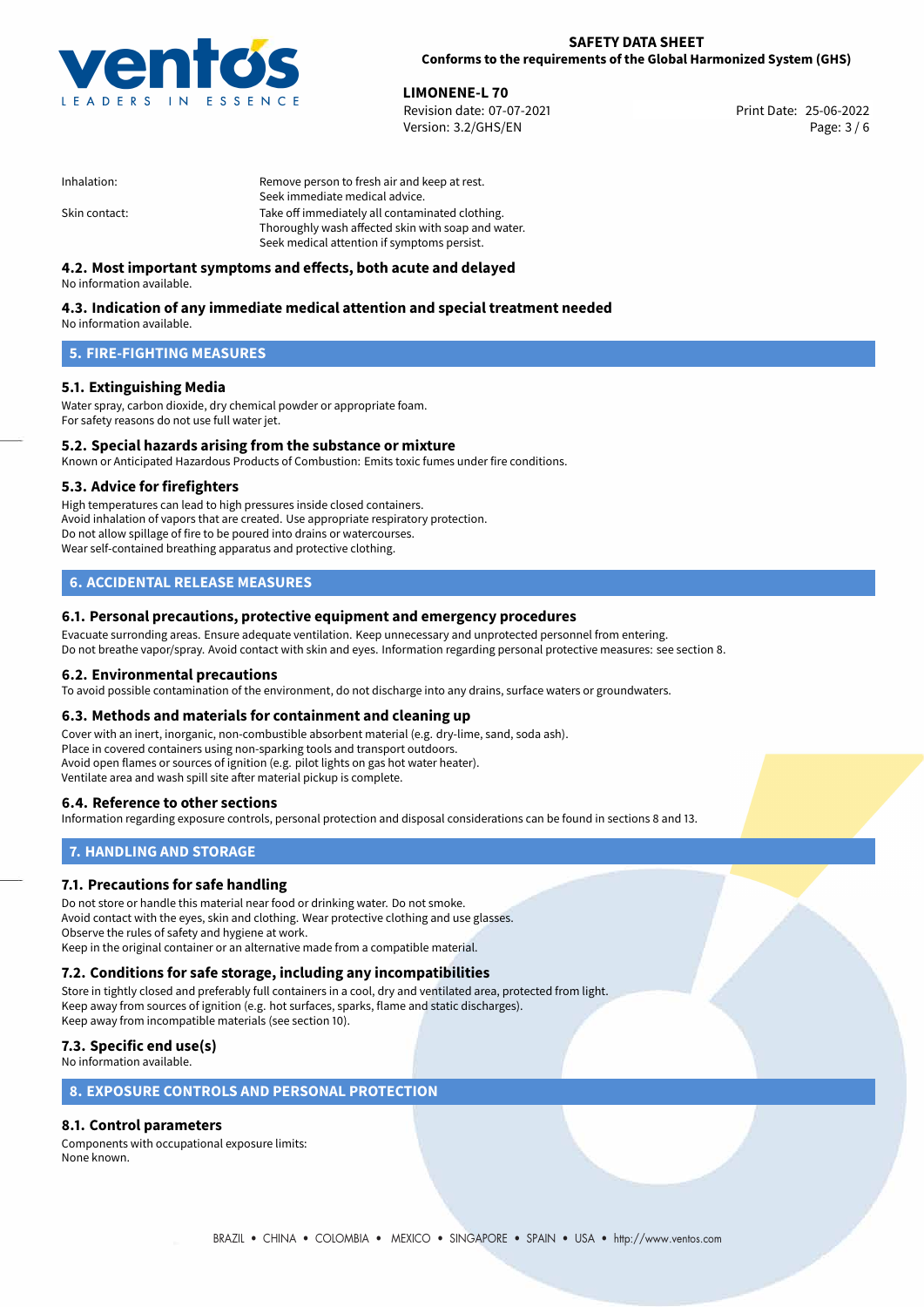| | |
|---|---|
| Inhalation: | Remove person to fresh air and keep at rest.<br>Seek immediate medical advice. |
| Skin contact: | Take off immediately all contaminated clothing.<br>Thoroughly wash affected skin with soap and water.<br>Seek medical attention if symptoms persist. |

### 4.2. Most important symptoms and effects, both acute and delayed

No information available.

### 4.3. Indication of any immediate medical attention and special treatment needed

No information available.

## 5. FIRE-FIGHTING MEASURES

### 5.1. Extinguishing Media

Water spray, carbon dioxide, dry chemical powder or appropriate foam.
For safety reasons do not use full water jet.

### 5.2. Special hazards arising from the substance or mixture

Known or Anticipated Hazardous Products of Combustion: Emits toxic fumes under fire conditions.

### 5.3. Advice for firefighters

High temperatures can lead to high pressures inside closed containers.
Avoid inhalation of vapors that are created. Use appropriate respiratory protection.
Do not allow spillage of fire to be poured into drains or watercourses.
Wear self-contained breathing apparatus and protective clothing.

## 6. ACCIDENTAL RELEASE MEASURES

### 6.1. Personal precautions, protective equipment and emergency procedures

Evacuate surronding areas. Ensure adequate ventilation. Keep unnecessary and unprotected personnel from entering.
Do not breathe vapor/spray. Avoid contact with skin and eyes. Information regarding personal protective measures: see section 8.

### 6.2. Environmental precautions

To avoid possible contamination of the environment, do not discharge into any drains, surface waters or groundwaters.

### 6.3. Methods and materials for containment and cleaning up

Cover with an inert, inorganic, non-combustible absorbent material (e.g. dry-lime, sand, soda ash).
Place in covered containers using non-sparking tools and transport outdoors.
Avoid open flames or sources of ignition (e.g. pilot lights on gas hot water heater).
Ventilate area and wash spill site after material pickup is complete.

### 6.4. Reference to other sections

Information regarding exposure controls, personal protection and disposal considerations can be found in sections 8 and 13.

## 7. HANDLING AND STORAGE

### 7.1. Precautions for safe handling

Do not store or handle this material near food or drinking water. Do not smoke.
Avoid contact with the eyes, skin and clothing. Wear protective clothing and use glasses.
Observe the rules of safety and hygiene at work.
Keep in the original container or an alternative made from a compatible material.

### 7.2. Conditions for safe storage, including any incompatibilities

Store in tightly closed and preferably full containers in a cool, dry and ventilated area, protected from light.
Keep away from sources of ignition (e.g. hot surfaces, sparks, flame and static discharges).
Keep away from incompatible materials (see section 10).

### 7.3. Specific end use(s)

No information available.

## 8. EXPOSURE CONTROLS AND PERSONAL PROTECTION

### 8.1. Control parameters

Components with occupational exposure limits:
None known.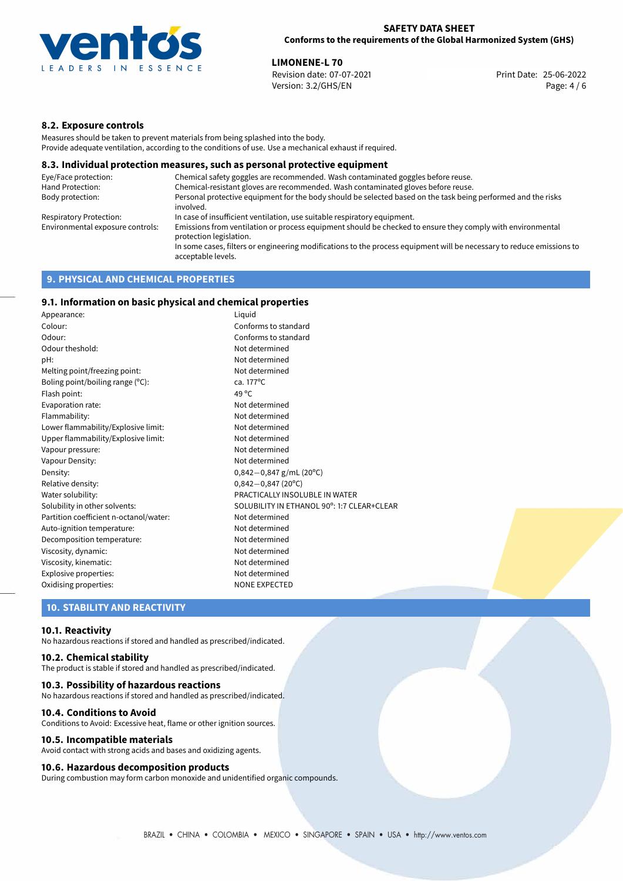### 8.2. Exposure controls

Measures should be taken to prevent materials from being splashed into the body.
Provide adequate ventilation, according to the conditions of use. Use a mechanical exhaust if required.

### 8.3. Individual protection measures, such as personal protective equipment

| | |
|---|---|
| Eye/Face protection: | Chemical safety goggles are recommended. Wash contaminated goggles before reuse. |
| Hand Protection: | Chemical-resistant gloves are recommended. Wash contaminated gloves before reuse. |
| Body protection: | Personal protective equipment for the body should be selected based on the task being performed and the risks involved. |
| Respiratory Protection: | In case of insufficient ventilation, use suitable respiratory equipment. |
| Environmental exposure controls: | Emissions from ventilation or process equipment should be checked to ensure they comply with environmental protection legislation. In some cases, filters or engineering modifications to the process equipment will be necessary to reduce emissions to acceptable levels. |

## 9. PHYSICAL AND CHEMICAL PROPERTIES

### 9.1. Information on basic physical and chemical properties

| | |
|---|---|
| Appearance: | Liquid |
| Colour: | Conforms to standard |
| Odour: | Conforms to standard |
| Odour theshold: | Not determined |
| pH: | Not determined |
| Melting point/freezing point: | Not determined |
| Boling point/boiling range (°C): | ca. 177°C |
| Flash point: | 49 °C |
| Evaporation rate: | Not determined |
| Flammability: | Not determined |
| Lower flammability/Explosive limit: | Not determined |
| Upper flammability/Explosive limit: | Not determined |
| Vapour pressure: | Not determined |
| Vapour Density: | Not determined |
| Density: | 0,842−0,847 g/mL (20°C) |
| Relative density: | 0,842−0,847 (20°C) |
| Water solubility: | PRACTICALLY INSOLUBLE IN WATER |
| Solubility in other solvents: | SOLUBILITY IN ETHANOL 90°: 1:7 CLEAR+CLEAR |
| Partition coefficient n-octanol/water: | Not determined |
| Auto-ignition temperature: | Not determined |
| Decomposition temperature: | Not determined |
| Viscosity, dynamic: | Not determined |
| Viscosity, kinematic: | Not determined |
| Explosive properties: | Not determined |
| Oxidising properties: | NONE EXPECTED |

## 10. STABILITY AND REACTIVITY

### 10.1. Reactivity

No hazardous reactions if stored and handled as prescribed/indicated.

### 10.2. Chemical stability

The product is stable if stored and handled as prescribed/indicated.

### 10.3. Possibility of hazardous reactions

No hazardous reactions if stored and handled as prescribed/indicated.

### 10.4. Conditions to Avoid

Conditions to Avoid: Excessive heat, flame or other ignition sources.

### 10.5. Incompatible materials

Avoid contact with strong acids and bases and oxidizing agents.

### 10.6. Hazardous decomposition products

During combustion may form carbon monoxide and unidentified organic compounds.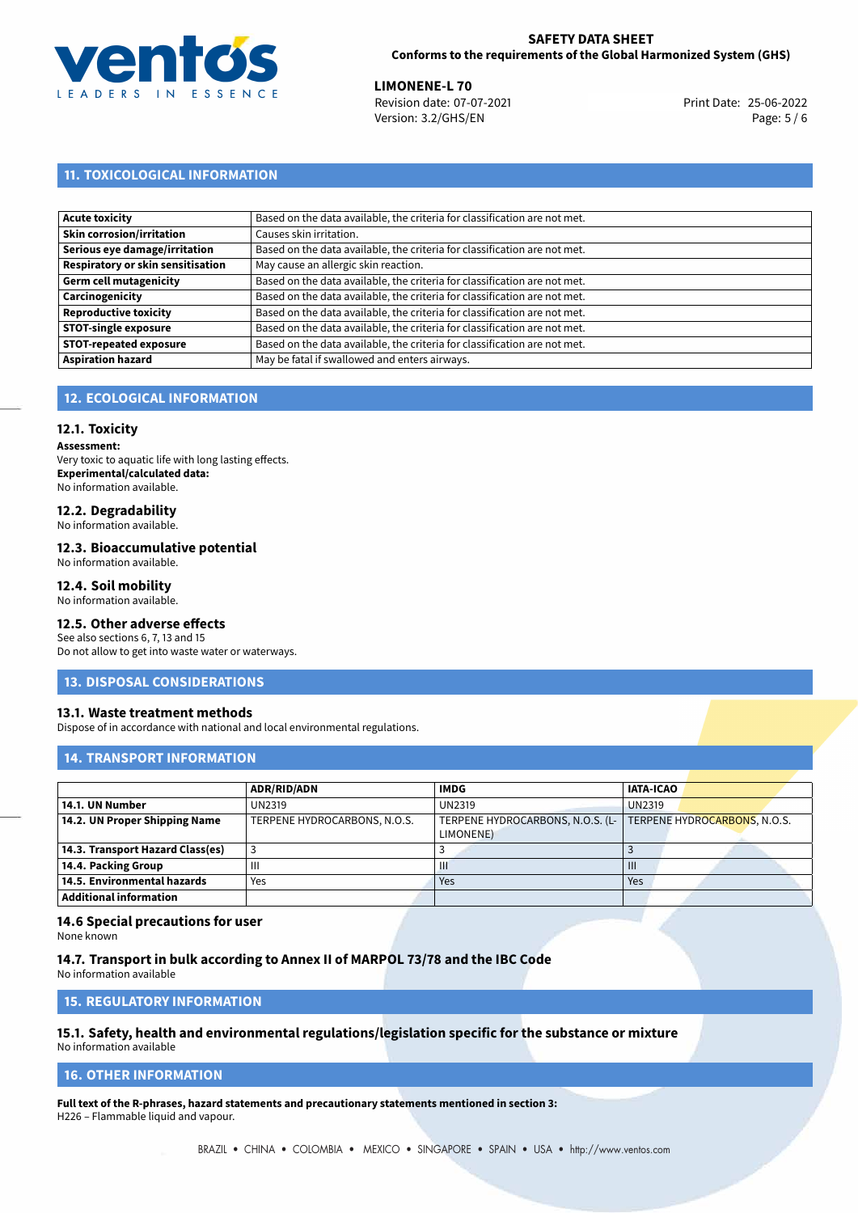## 11. TOXICOLOGICAL INFORMATION

| | |
|---|---|
| **Acute toxicity** | Based on the data available, the criteria for classification are not met. |
| **Skin corrosion/irritation** | Causes skin irritation. |
| **Serious eye damage/irritation** | Based on the data available, the criteria for classification are not met. |
| **Respiratory or skin sensitisation** | May cause an allergic skin reaction. |
| **Germ cell mutagenicity** | Based on the data available, the criteria for classification are not met. |
| **Carcinogenicity** | Based on the data available, the criteria for classification are not met. |
| **Reproductive toxicity** | Based on the data available, the criteria for classification are not met. |
| **STOT-single exposure** | Based on the data available, the criteria for classification are not met. |
| **STOT-repeated exposure** | Based on the data available, the criteria for classification are not met. |
| **Aspiration hazard** | May be fatal if swallowed and enters airways. |

## 12. ECOLOGICAL INFORMATION

### 12.1. Toxicity

**Assessment:**
Very toxic to aquatic life with long lasting effects.
**Experimental/calculated data:**
No information available.

### 12.2. Degradability

No information available.

### 12.3. Bioaccumulative potential

No information available.

### 12.4. Soil mobility

No information available.

### 12.5. Other adverse effects

See also sections 6, 7, 13 and 15
Do not allow to get into waste water or waterways.

## 13. DISPOSAL CONSIDERATIONS

### 13.1. Waste treatment methods

Dispose of in accordance with national and local environmental regulations.

## 14. TRANSPORT INFORMATION

| | ADR/RID/ADN | IMDG | IATA-ICAO |
|---|---|---|---|
| **14.1. UN Number** | UN2319 | UN2319 | UN2319 |
| **14.2. UN Proper Shipping Name** | TERPENE HYDROCARBONS, N.O.S. | TERPENE HYDROCARBONS, N.O.S. (L-LIMONENE) | TERPENE HYDROCARBONS, N.O.S. |
| **14.3. Transport Hazard Class(es)** | 3 | 3 | 3 |
| **14.4. Packing Group** | III | III | III |
| **14.5. Environmental hazards** | Yes | Yes | Yes |
| **Additional information** | | | |

### 14.6 Special precautions for user

None known

### 14.7. Transport in bulk according to Annex II of MARPOL 73/78 and the IBC Code

No information available

## 15. REGULATORY INFORMATION

### 15.1. Safety, health and environmental regulations/legislation specific for the substance or mixture

No information available

## 16. OTHER INFORMATION

**Full text of the R-phrases, hazard statements and precautionary statements mentioned in section 3:**
H226 – Flammable liquid and vapour.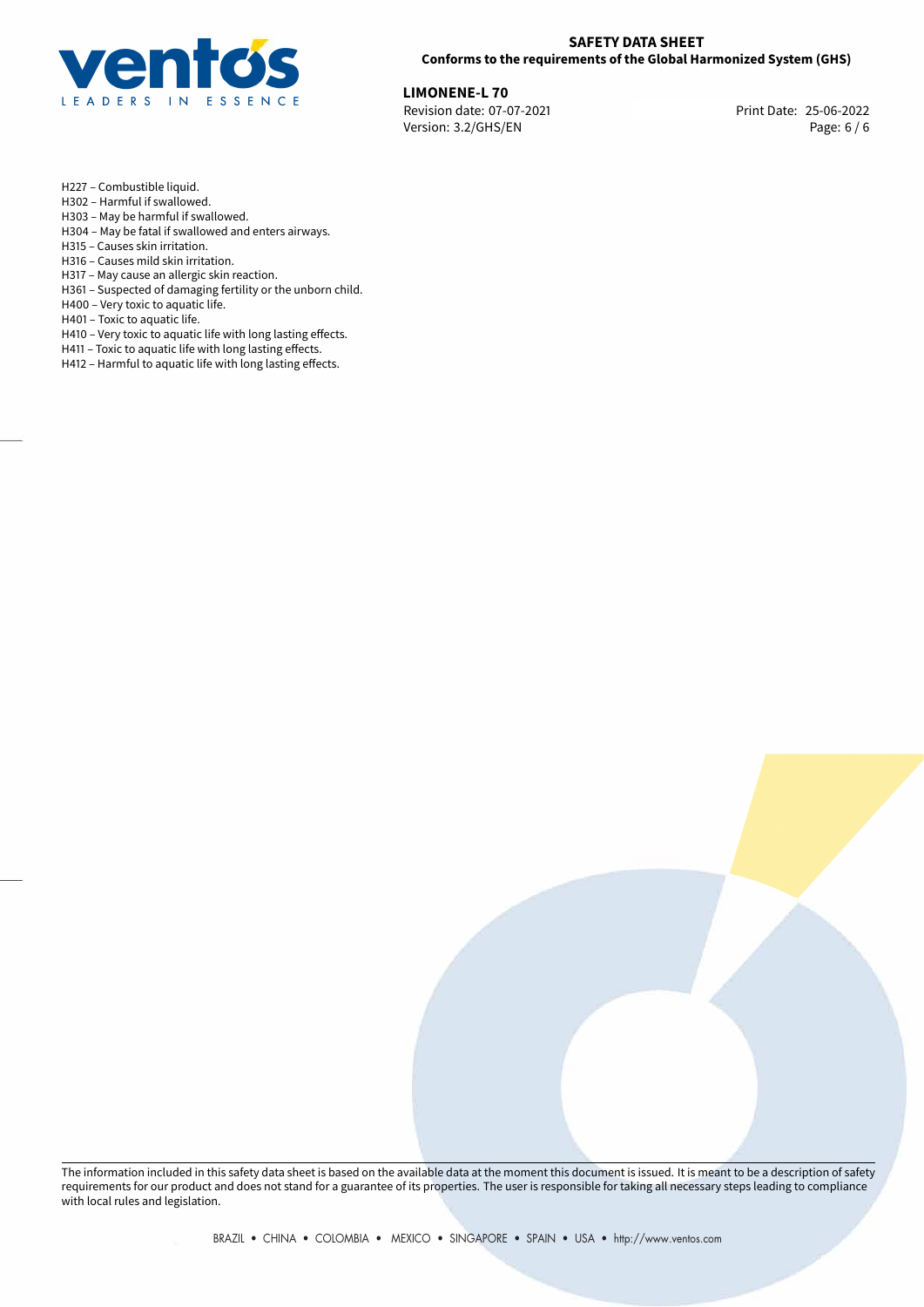H227 – Combustible liquid.
H302 – Harmful if swallowed.
H303 – May be harmful if swallowed.
H304 – May be fatal if swallowed and enters airways.
H315 – Causes skin irritation.
H316 – Causes mild skin irritation.
H317 – May cause an allergic skin reaction.
H361 – Suspected of damaging fertility or the unborn child.
H400 – Very toxic to aquatic life.
H401 – Toxic to aquatic life.
H410 – Very toxic to aquatic life with long lasting effects.
H411 – Toxic to aquatic life with long lasting effects.
H412 – Harmful to aquatic life with long lasting effects.

The information included in this safety data sheet is based on the available data at the moment this document is issued. It is meant to be a description of safety requirements for our product and does not stand for a guarantee of its properties. The user is responsible for taking all necessary steps leading to compliance with local rules and legislation.